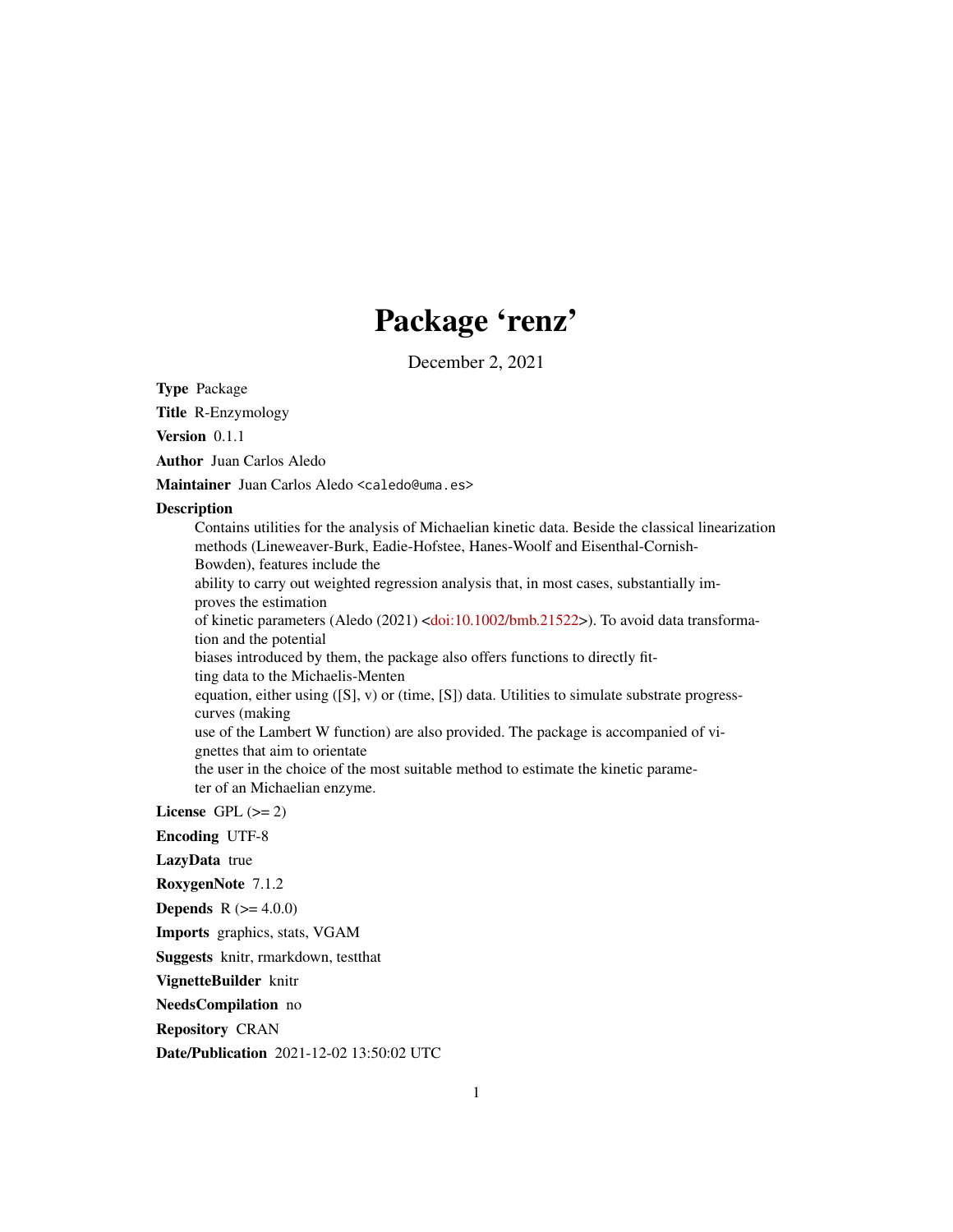# Package 'renz'

December 2, 2021

**Type** Package

**Title** R-Enzymology

**Version** 0.1.1

**Author** Juan Carlos Aledo

**Maintainer** Juan Carlos Aledo <caledo@uma.es>

**Description** Contains utilities for the analysis of Michaelian kinetic data. Beside the classical linearization methods (Lineweaver-Burk, Eadie-Hofstee, Hanes-Woolf and Eisenthal-Cornish-Bowden), features include the ability to carry out weighted regression analysis that, in most cases, substantially improves the estimation of kinetic parameters (Aledo (2021) <doi:10.1002/bmb.21522>). To avoid data transformation and the potential biases introduced by them, the package also offers functions to directly fitting data to the Michaelis-Menten equation, either using ([S], v) or (time, [S]) data. Utilities to simulate substrate progress-curves (making use of the Lambert W function) are also provided. The package is accompanied of vignettes that aim to orientate the user in the choice of the most suitable method to estimate the kinetic parameter of an Michaelian enzyme.

**License** GPL (>= 2)

**Encoding** UTF-8

**LazyData** true

**RoxygenNote** 7.1.2

**Depends** R (>= 4.0.0)

**Imports** graphics, stats, VGAM

**Suggests** knitr, rmarkdown, testthat

**VignetteBuilder** knitr

**NeedsCompilation** no

**Repository** CRAN

**Date/Publication** 2021-12-02 13:50:02 UTC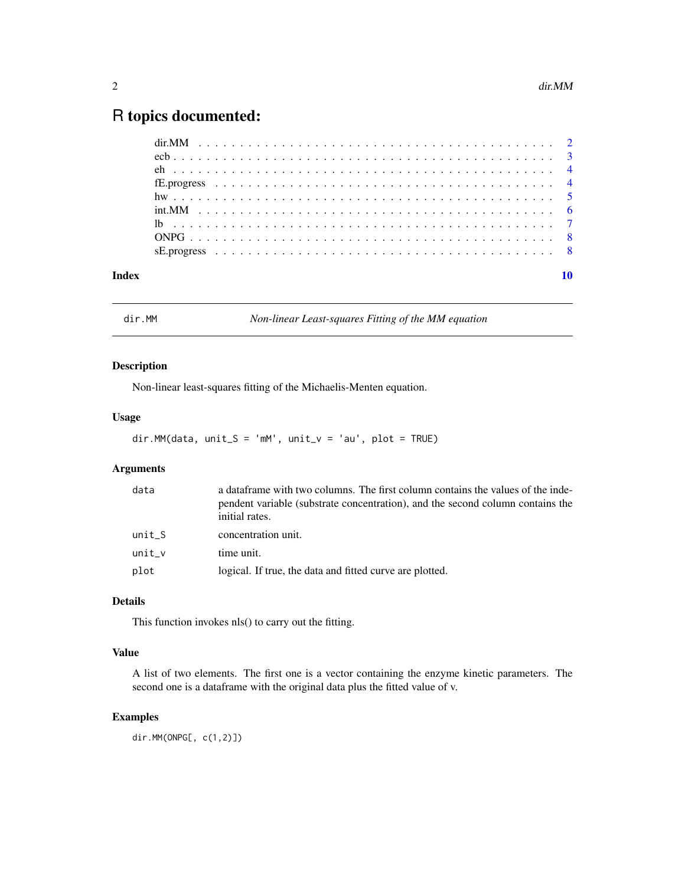# R topics documented:

| | |
|---|---|
| dir.MM | 2 |
| ecb | 3 |
| eh | 4 |
| fE.progress | 4 |
| hw | 5 |
| int.MM | 6 |
| lb | 7 |
| ONPG | 8 |
| sE.progress | 8 |
| **Index** | **10** |

---

`dir.MM` *Non-linear Least-squares Fitting of the MM equation*

---

## Description

Non-linear least-squares fitting of the Michaelis-Menten equation.

## Usage

```
dir.MM(data, unit_S = 'mM', unit_v = 'au', plot = TRUE)
```

## Arguments

| | |
|---|---|
| `data` | a dataframe with two columns. The first column contains the values of the independent variable (substrate concentration), and the second column contains the initial rates. |
| `unit_S` | concentration unit. |
| `unit_v` | time unit. |
| `plot` | logical. If true, the data and fitted curve are plotted. |

## Details

This function invokes nls() to carry out the fitting.

## Value

A list of two elements. The first one is a vector containing the enzyme kinetic parameters. The second one is a dataframe with the original data plus the fitted value of v.

## Examples

```
dir.MM(ONPG[, c(1,2)])
```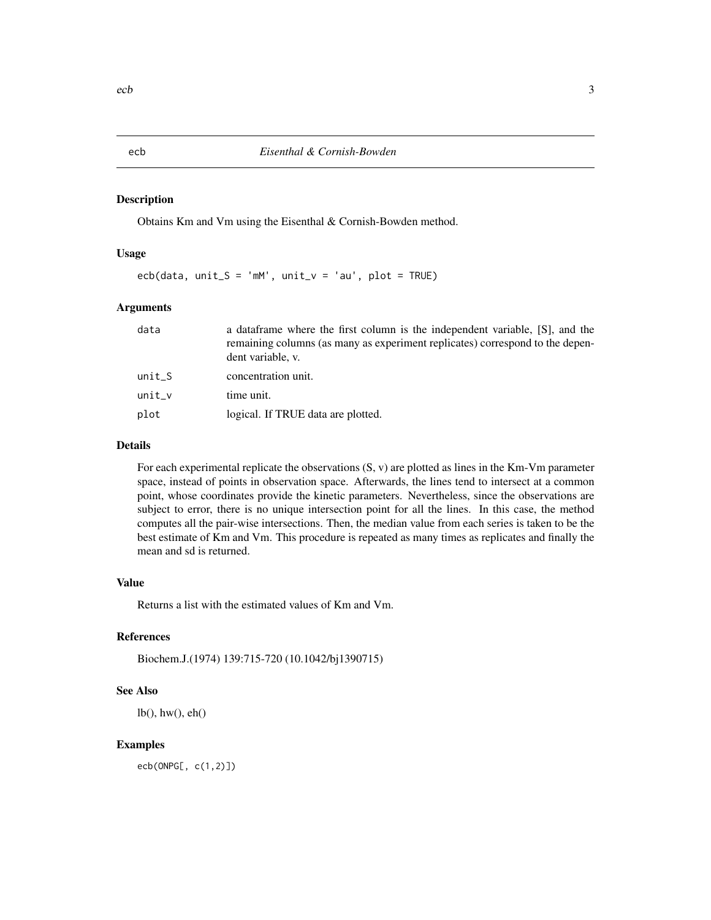## ecb — *Eisenthal & Cornish-Bowden*

### Description

Obtains Km and Vm using the Eisenthal & Cornish-Bowden method.

### Usage

```
ecb(data, unit_S = 'mM', unit_v = 'au', plot = TRUE)
```

### Arguments

| | |
|---|---|
| data | a dataframe where the first column is the independent variable, [S], and the remaining columns (as many as experiment replicates) correspond to the dependent variable, v. |
| unit_S | concentration unit. |
| unit_v | time unit. |
| plot | logical. If TRUE data are plotted. |

### Details

For each experimental replicate the observations (S, v) are plotted as lines in the Km-Vm parameter space, instead of points in observation space. Afterwards, the lines tend to intersect at a common point, whose coordinates provide the kinetic parameters. Nevertheless, since the observations are subject to error, there is no unique intersection point for all the lines. In this case, the method computes all the pair-wise intersections. Then, the median value from each series is taken to be the best estimate of Km and Vm. This procedure is repeated as many times as replicates and finally the mean and sd is returned.

### Value

Returns a list with the estimated values of Km and Vm.

### References

Biochem.J.(1974) 139:715-720 (10.1042/bj1390715)

### See Also

lb(), hw(), eh()

### Examples

```
ecb(ONPG[, c(1,2)])
```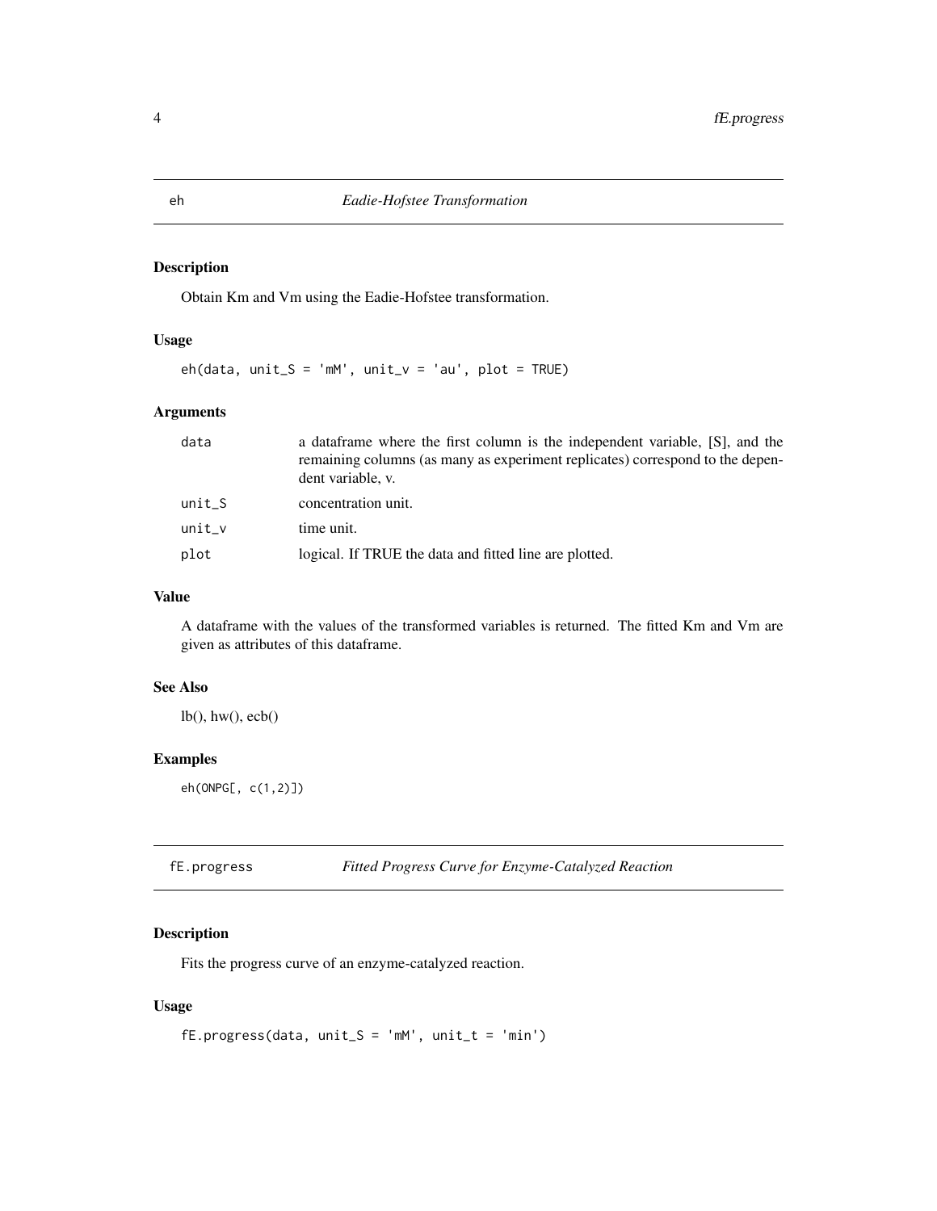## eh — *Eadie-Hofstee Transformation*

### Description

Obtain Km and Vm using the Eadie-Hofstee transformation.

### Usage

```
eh(data, unit_S = 'mM', unit_v = 'au', plot = TRUE)
```

### Arguments

| | |
|---|---|
| `data` | a dataframe where the first column is the independent variable, [S], and the remaining columns (as many as experiment replicates) correspond to the dependent variable, v. |
| `unit_S` | concentration unit. |
| `unit_v` | time unit. |
| `plot` | logical. If TRUE the data and fitted line are plotted. |

### Value

A dataframe with the values of the transformed variables is returned. The fitted Km and Vm are given as attributes of this dataframe.

### See Also

lb(), hw(), ecb()

### Examples

```
eh(ONPG[, c(1,2)])
```

## fE.progress — *Fitted Progress Curve for Enzyme-Catalyzed Reaction*

### Description

Fits the progress curve of an enzyme-catalyzed reaction.

### Usage

```
fE.progress(data, unit_S = 'mM', unit_t = 'min')
```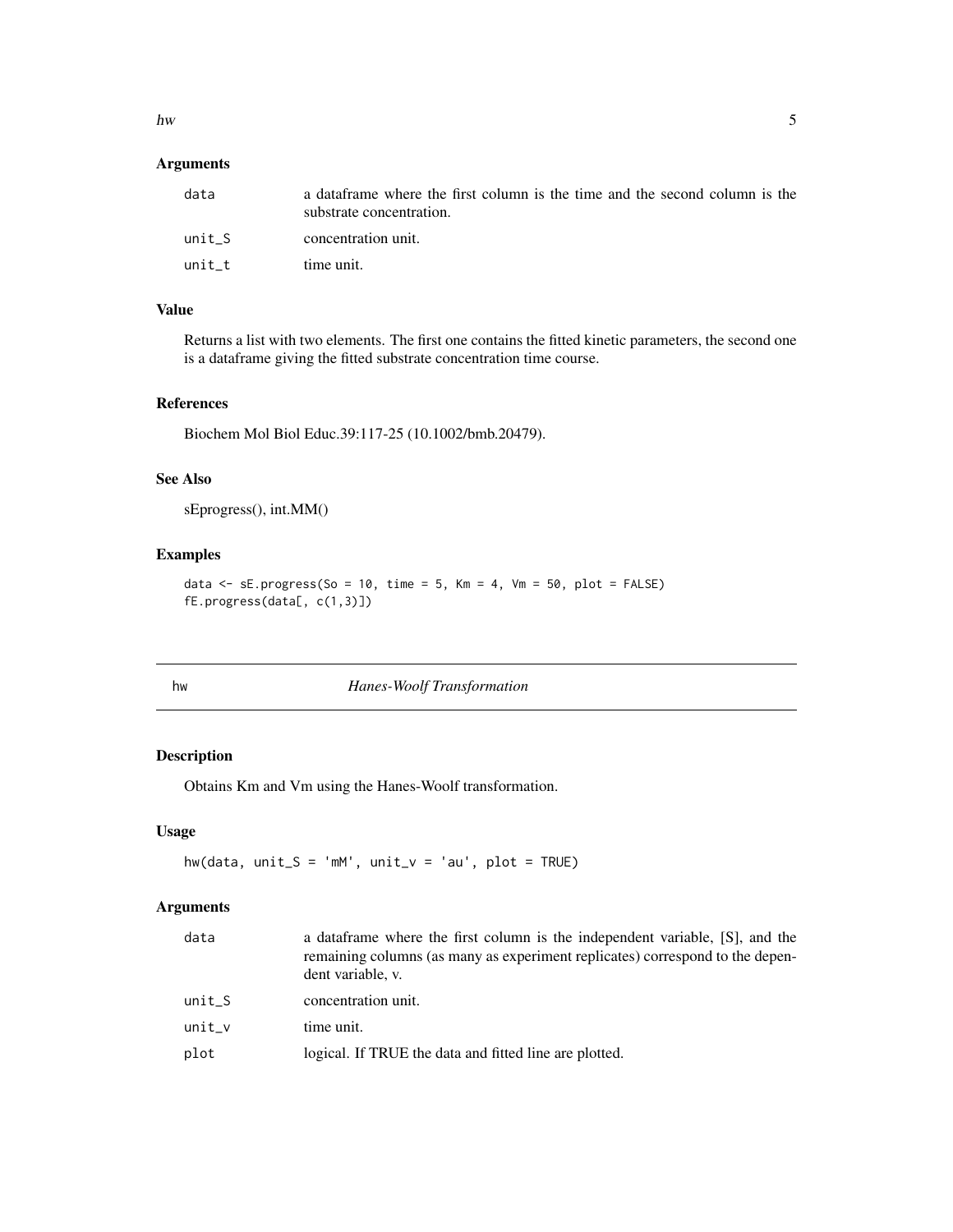## Arguments

| | |
|---|---|
| data | a dataframe where the first column is the time and the second column is the substrate concentration. |
| unit_S | concentration unit. |
| unit_t | time unit. |

## Value

Returns a list with two elements. The first one contains the fitted kinetic parameters, the second one is a dataframe giving the fitted substrate concentration time course.

## References

Biochem Mol Biol Educ.39:117-25 (10.1002/bmb.20479).

## See Also

sEprogress(), int.MM()

## Examples

```
data <- sE.progress(So = 10, time = 5, Km = 4, Vm = 50, plot = FALSE)
fE.progress(data[, c(1,3)])
```

---

# hw *Hanes-Woolf Transformation*

---

## Description

Obtains Km and Vm using the Hanes-Woolf transformation.

## Usage

```
hw(data, unit_S = 'mM', unit_v = 'au', plot = TRUE)
```

## Arguments

| | |
|---|---|
| data | a dataframe where the first column is the independent variable, [S], and the remaining columns (as many as experiment replicates) correspond to the dependent variable, v. |
| unit_S | concentration unit. |
| unit_v | time unit. |
| plot | logical. If TRUE the data and fitted line are plotted. |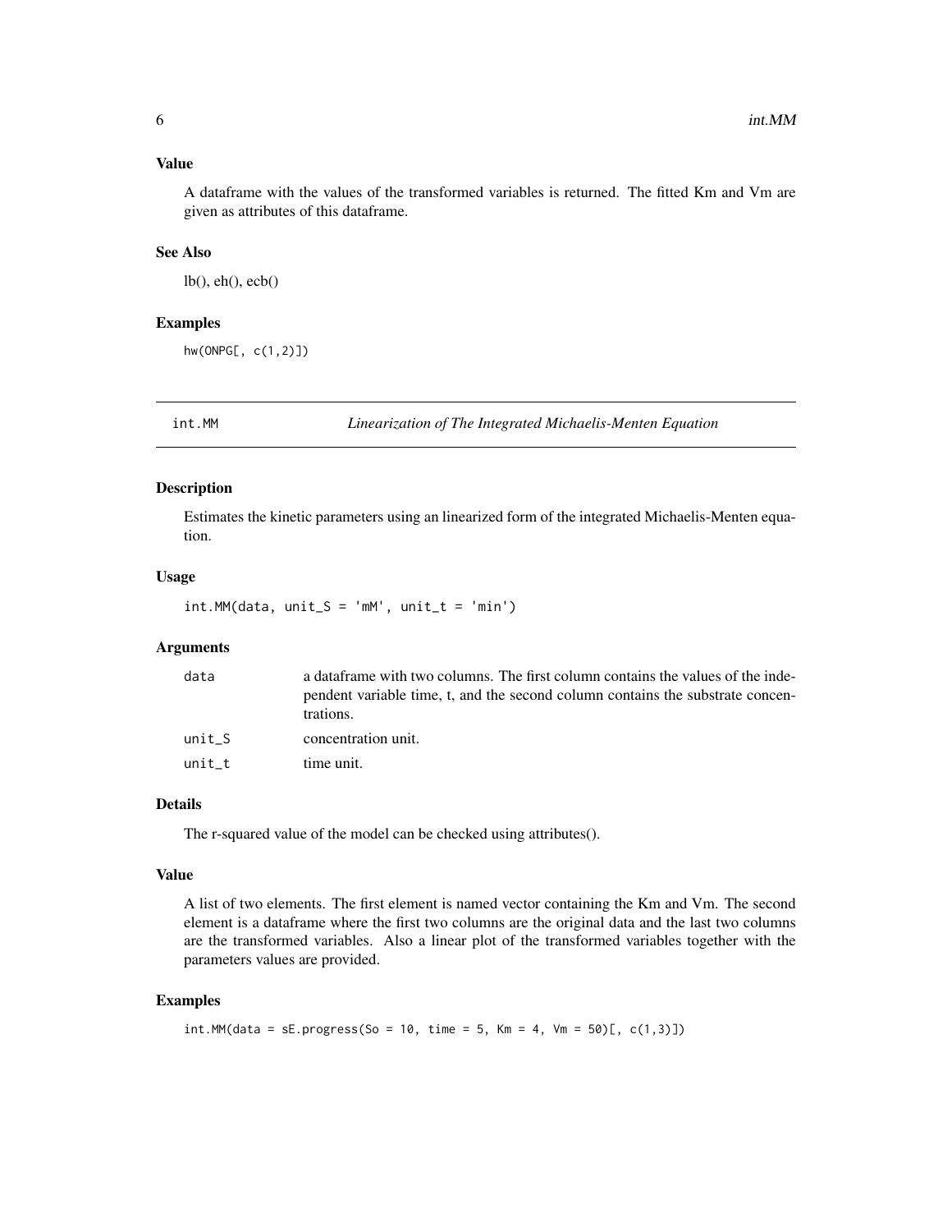### Value

A dataframe with the values of the transformed variables is returned. The fitted Km and Vm are given as attributes of this dataframe.

### See Also

lb(), eh(), ecb()

### Examples

```
hw(ONPG[, c(1,2)])
```

---

## int.MM — *Linearization of The Integrated Michaelis-Menten Equation*

### Description

Estimates the kinetic parameters using an linearized form of the integrated Michaelis-Menten equation.

### Usage

```
int.MM(data, unit_S = 'mM', unit_t = 'min')
```

### Arguments

| | |
|---|---|
| data | a dataframe with two columns. The first column contains the values of the independent variable time, t, and the second column contains the substrate concentrations. |
| unit_S | concentration unit. |
| unit_t | time unit. |

### Details

The r-squared value of the model can be checked using attributes().

### Value

A list of two elements. The first element is named vector containing the Km and Vm. The second element is a dataframe where the first two columns are the original data and the last two columns are the transformed variables. Also a linear plot of the transformed variables together with the parameters values are provided.

### Examples

```
int.MM(data = sE.progress(So = 10, time = 5, Km = 4, Vm = 50)[, c(1,3)])
```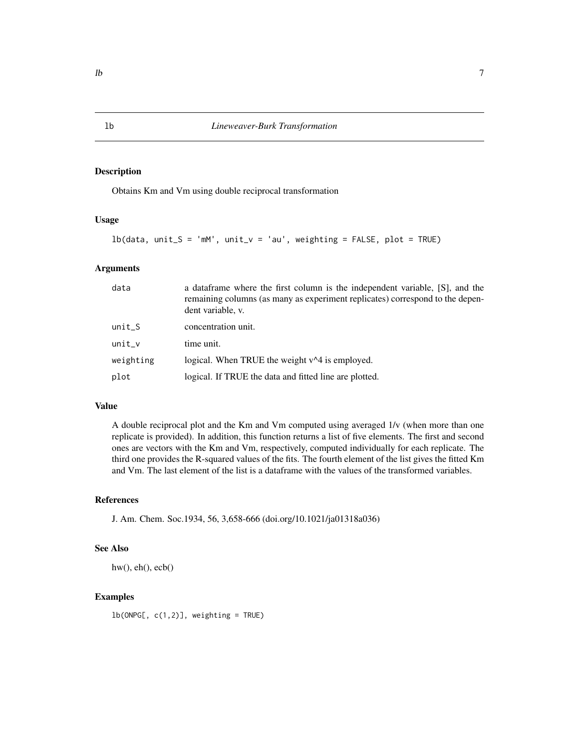# lb — *Lineweaver-Burk Transformation*

## Description

Obtains Km and Vm using double reciprocal transformation

## Usage

```
lb(data, unit_S = 'mM', unit_v = 'au', weighting = FALSE, plot = TRUE)
```

## Arguments

| | |
|---|---|
| `data` | a dataframe where the first column is the independent variable, [S], and the remaining columns (as many as experiment replicates) correspond to the dependent variable, v. |
| `unit_S` | concentration unit. |
| `unit_v` | time unit. |
| `weighting` | logical. When TRUE the weight v^4 is employed. |
| `plot` | logical. If TRUE the data and fitted line are plotted. |

## Value

A double reciprocal plot and the Km and Vm computed using averaged 1/v (when more than one replicate is provided). In addition, this function returns a list of five elements. The first and second ones are vectors with the Km and Vm, respectively, computed individually for each replicate. The third one provides the R-squared values of the fits. The fourth element of the list gives the fitted Km and Vm. The last element of the list is a dataframe with the values of the transformed variables.

## References

J. Am. Chem. Soc.1934, 56, 3,658-666 (doi.org/10.1021/ja01318a036)

## See Also

hw(), eh(), ecb()

## Examples

```
lb(ONPG[, c(1,2)], weighting = TRUE)
```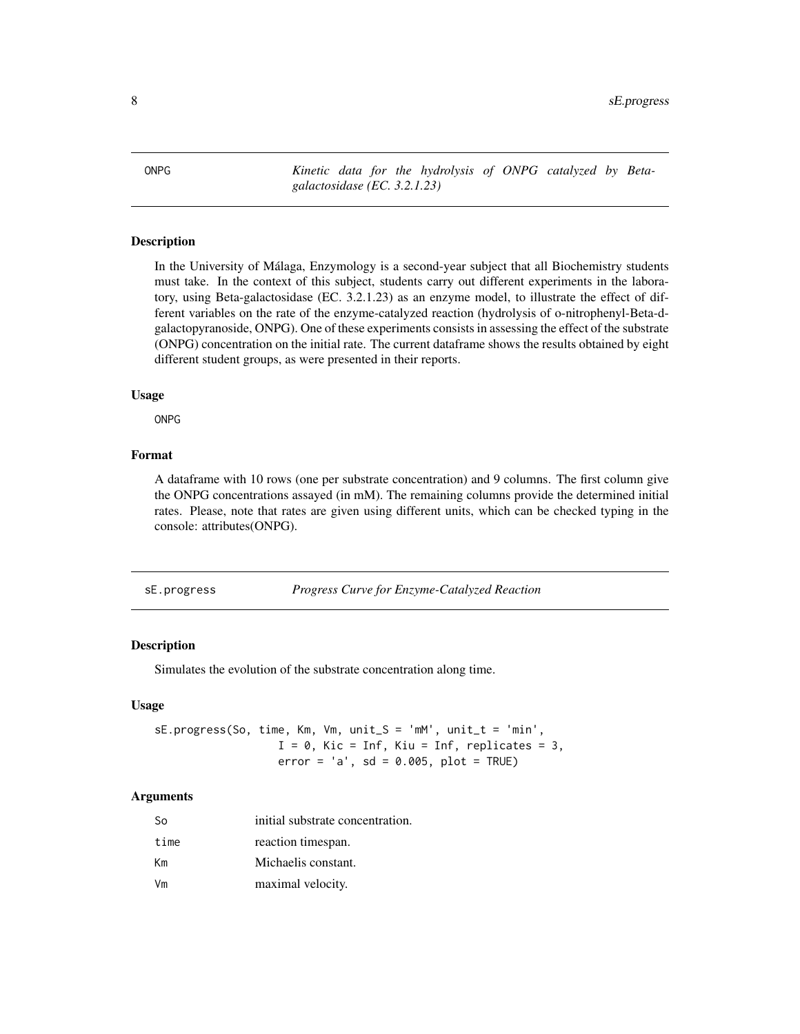## ONPG — *Kinetic data for the hydrolysis of ONPG catalyzed by Beta-galactosidase (EC. 3.2.1.23)*

### Description

In the University of Málaga, Enzymology is a second-year subject that all Biochemistry students must take. In the context of this subject, students carry out different experiments in the laboratory, using Beta-galactosidase (EC. 3.2.1.23) as an enzyme model, to illustrate the effect of different variables on the rate of the enzyme-catalyzed reaction (hydrolysis of o-nitrophenyl-Beta-d-galactopyranoside, ONPG). One of these experiments consists in assessing the effect of the substrate (ONPG) concentration on the initial rate. The current dataframe shows the results obtained by eight different student groups, as were presented in their reports.

### Usage

```
ONPG
```

### Format

A dataframe with 10 rows (one per substrate concentration) and 9 columns. The first column give the ONPG concentrations assayed (in mM). The remaining columns provide the determined initial rates. Please, note that rates are given using different units, which can be checked typing in the console: attributes(ONPG).

## sE.progress — *Progress Curve for Enzyme-Catalyzed Reaction*

### Description

Simulates the evolution of the substrate concentration along time.

### Usage

```
sE.progress(So, time, Km, Vm, unit_S = 'mM', unit_t = 'min',
                  I = 0, Kic = Inf, Kiu = Inf, replicates = 3,
                  error = 'a', sd = 0.005, plot = TRUE)
```

### Arguments

| | |
|---|---|
| So | initial substrate concentration. |
| time | reaction timespan. |
| Km | Michaelis constant. |
| Vm | maximal velocity. |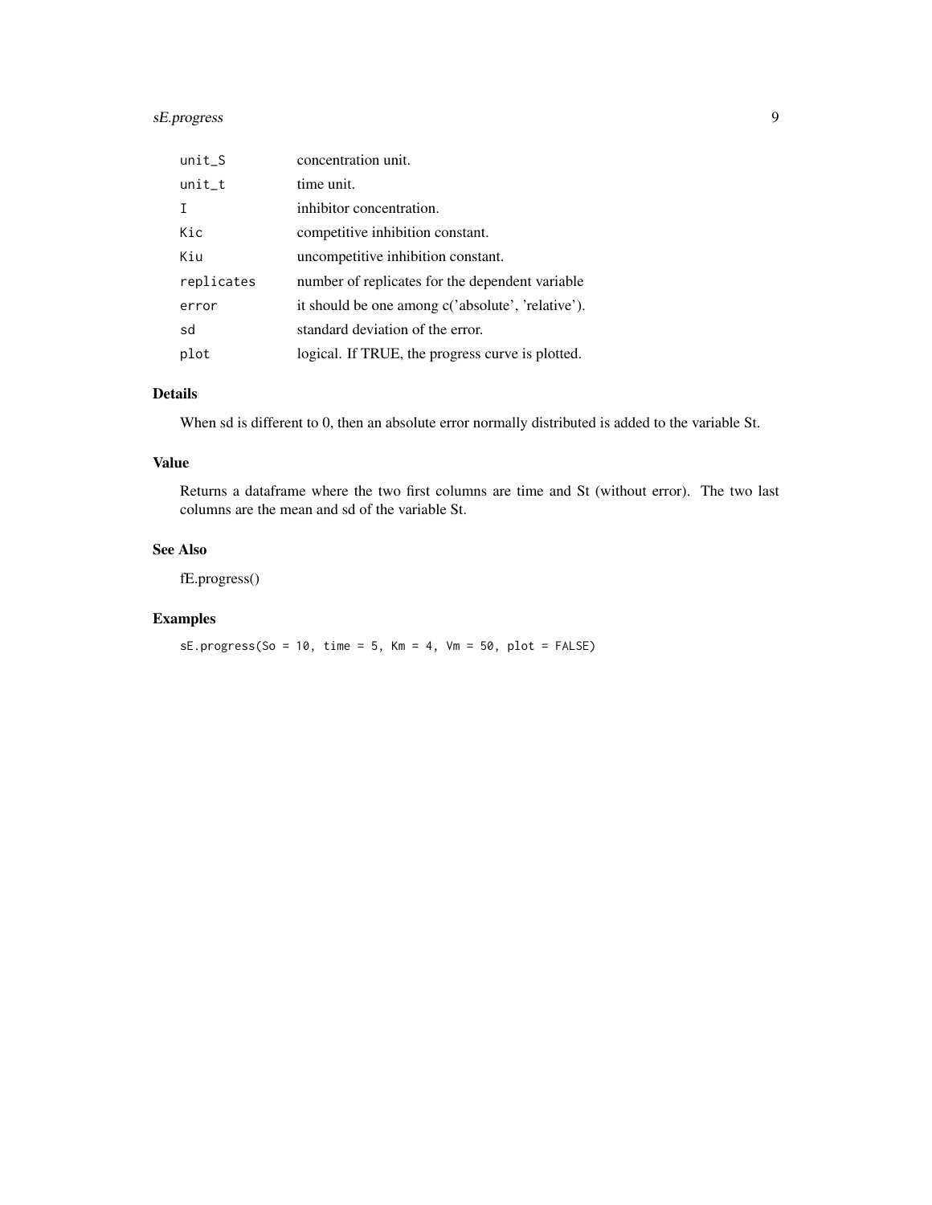| | |
|---|---|
| unit_S | concentration unit. |
| unit_t | time unit. |
| I | inhibitor concentration. |
| Kic | competitive inhibition constant. |
| Kiu | uncompetitive inhibition constant. |
| replicates | number of replicates for the dependent variable |
| error | it should be one among c('absolute', 'relative'). |
| sd | standard deviation of the error. |
| plot | logical. If TRUE, the progress curve is plotted. |

## Details

When sd is different to 0, then an absolute error normally distributed is added to the variable St.

## Value

Returns a dataframe where the two first columns are time and St (without error). The two last columns are the mean and sd of the variable St.

## See Also

fE.progress()

## Examples

```
sE.progress(So = 10, time = 5, Km = 4, Vm = 50, plot = FALSE)
```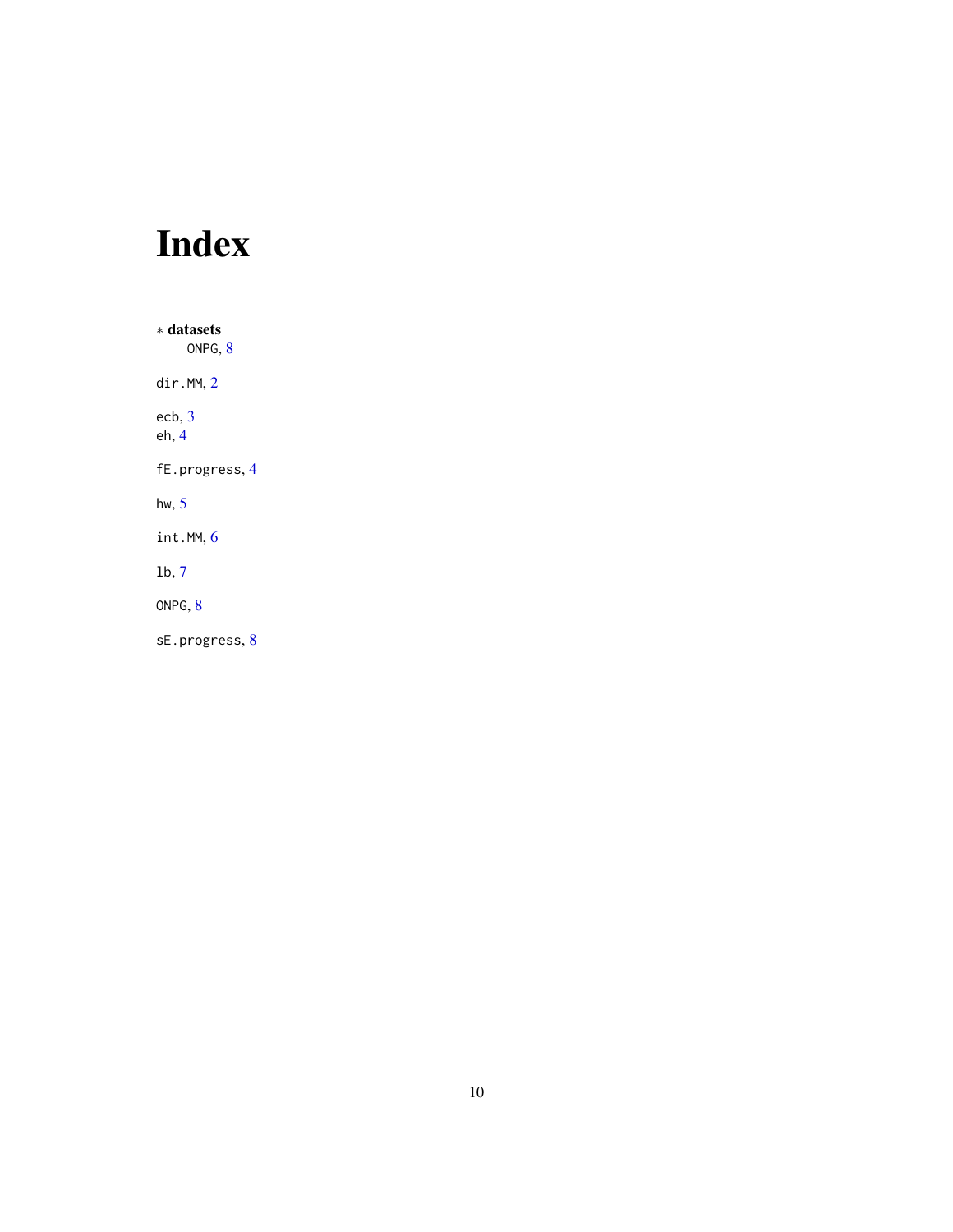# Index

∗ **datasets**
    `ONPG`, 8

`dir.MM`, 2

`ecb`, 3
`eh`, 4

`fE.progress`, 4

`hw`, 5

`int.MM`, 6

`lb`, 7

`ONPG`, 8

`sE.progress`, 8